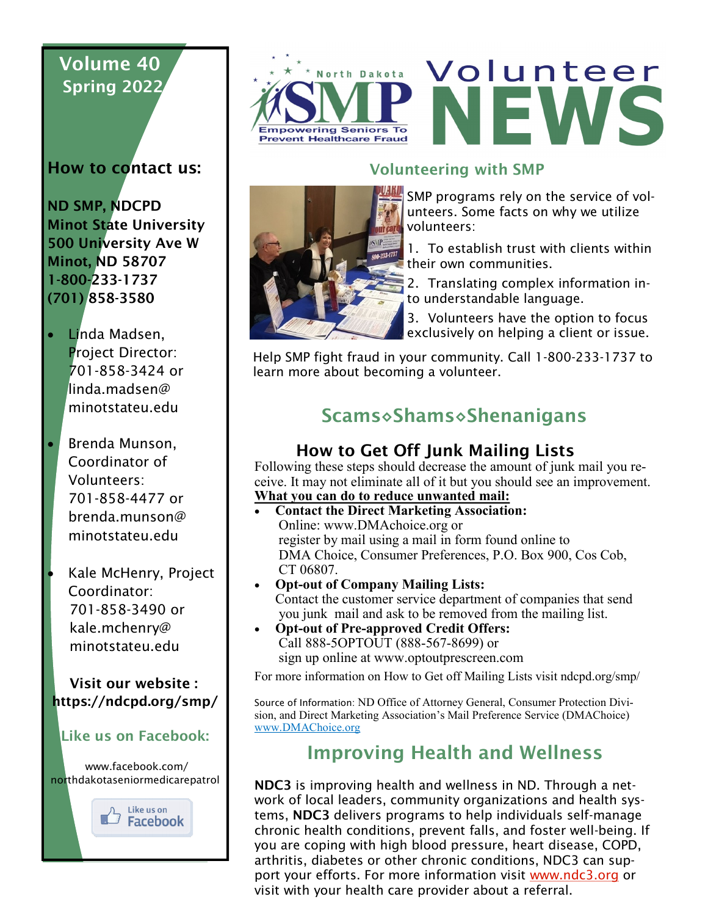Volume 40
Spring 2022

North Dakota SMP — Empowering Seniors To Prevent Healthcare Fraud

# Volunteer NEWS

## How to contact us:

**ND SMP, NDCPD**
**Minot State University**
**500 University Ave W**
**Minot, ND 58707**
**1-800-233-1737**
**(701) 858-3580**

- Linda Madsen, Project Director: 701-858-3424 or linda.madsen@minotstateu.edu
- Brenda Munson, Coordinator of Volunteers: 701-858-4477 or brenda.munson@minotstateu.edu
- Kale McHenry, Project Coordinator: 701-858-3490 or kale.mchenry@minotstateu.edu

**Visit our website : https://ndcpd.org/smp/**

**Like us on Facebook:**

www.facebook.com/northdakotaseniormedicarepatrol

Like us on Facebook

## Volunteering with SMP

SMP programs rely on the service of volunteers. Some facts on why we utilize volunteers:

1. To establish trust with clients within their own communities.
2. Translating complex information into understandable language.
3. Volunteers have the option to focus exclusively on helping a client or issue.

Help SMP fight fraud in your community. Call 1-800-233-1737 to learn more about becoming a volunteer.

## Scams⋄Shams⋄Shenanigans

### How to Get Off Junk Mailing Lists

Following these steps should decrease the amount of junk mail you receive. It may not eliminate all of it but you should see an improvement.

**What you can do to reduce unwanted mail:**

- **Contact the Direct Marketing Association:**
  Online: www.DMAchoice.org or
  register by mail using a mail in form found online to
  DMA Choice, Consumer Preferences, P.O. Box 900, Cos Cob, CT 06807.
- **Opt-out of Company Mailing Lists:**
  Contact the customer service department of companies that send you junk mail and ask to be removed from the mailing list.
- **Opt-out of Pre-approved Credit Offers:**
  Call 888-5OPTOUT (888-567-8699) or
  sign up online at www.optoutprescreen.com

For more information on How to Get off Mailing Lists visit ndcpd.org/smp/

Source of Information: ND Office of Attorney General, Consumer Protection Division, and Direct Marketing Association's Mail Preference Service (DMAChoice) www.DMAChoice.org

## Improving Health and Wellness

**NDC3** is improving health and wellness in ND. Through a network of local leaders, community organizations and health systems, **NDC3** delivers programs to help individuals self-manage chronic health conditions, prevent falls, and foster well-being. If you are coping with high blood pressure, heart disease, COPD, arthritis, diabetes or other chronic conditions, NDC3 can support your efforts. For more information visit www.ndc3.org or visit with your health care provider about a referral.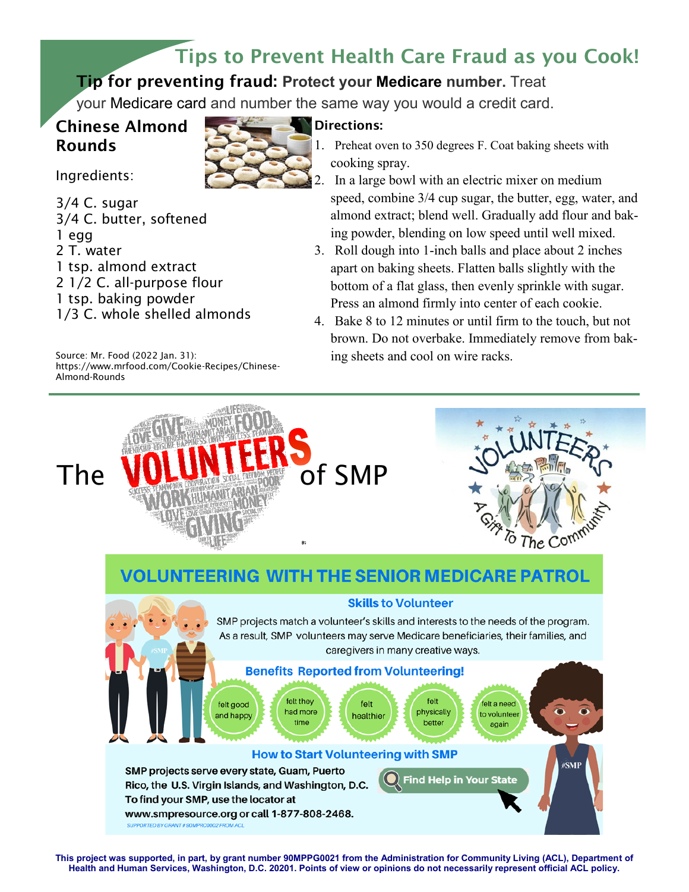# Tips to Prevent Health Care Fraud as you Cook!

**Tip for preventing fraud: Protect your Medicare number.** Treat your Medicare card and number the same way you would a credit card.

## Chinese Almond Rounds

Ingredients:

3/4 C. sugar
3/4 C. butter, softened
1 egg
2 T. water
1 tsp. almond extract
2 1/2 C. all-purpose flour
1 tsp. baking powder
1/3 C. whole shelled almonds

Source: Mr. Food (2022 Jan. 31): https://www.mrfood.com/Cookie-Recipes/Chinese-Almond-Rounds

**Directions:**

1. Preheat oven to 350 degrees F. Coat baking sheets with cooking spray.
2. In a large bowl with an electric mixer on medium speed, combine 3/4 cup sugar, the butter, egg, water, and almond extract; blend well. Gradually add flour and baking powder, blending on low speed until well mixed.
3. Roll dough into 1-inch balls and place about 2 inches apart on baking sheets. Flatten balls slightly with the bottom of a flat glass, then evenly sprinkle with sugar. Press an almond firmly into center of each cookie.
4. Bake 8 to 12 minutes or until firm to the touch, but not brown. Do not overbake. Immediately remove from baking sheets and cool on wire racks.

---

# The VOLUNTEERS of SMP

VOLUNTEERS — A Gift To The Community

## VOLUNTEERING WITH THE SENIOR MEDICARE PATROL

### Skills to Volunteer

SMP projects match a volunteer's skills and interests to the needs of the program. As a result, SMP volunteers may serve Medicare beneficiaries, their families, and caregivers in many creative ways.

### Benefits Reported from Volunteering!

felt good and happy

felt they had more time

felt healthier

felt physically better

felt a need to volunteer again

### How to Start Volunteering with SMP

**SMP projects serve every state, Guam, Puerto Rico, the U.S. Virgin Islands, and Washington, D.C. To find your SMP, use the locator at www.smpresource.org or call 1-877-808-2468.**

Find Help in Your State

SUPPORTED BY GRANT # 90MPRC0002 FROM ACL

**This project was supported, in part, by grant number 90MPPG0021 from the Administration for Community Living (ACL), Department of Health and Human Services, Washington, D.C. 20201. Points of view or opinions do not necessarily represent official ACL policy.**